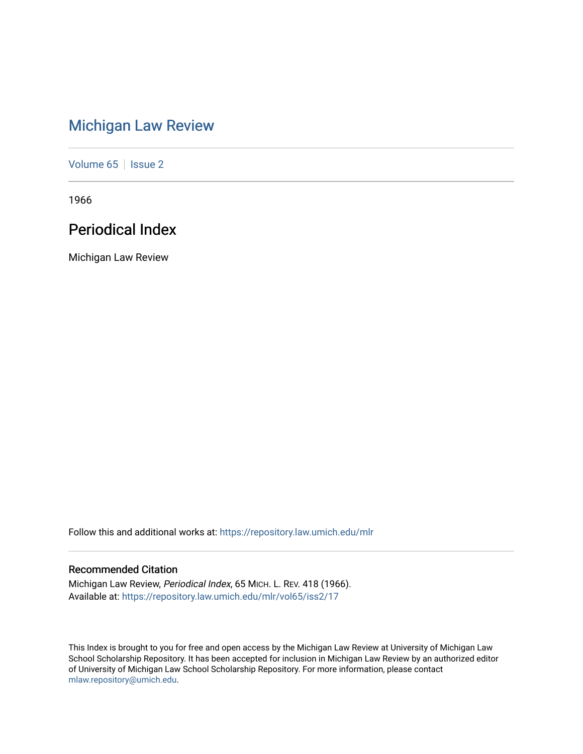# Michigan Law Review

Volume 65 | Issue 2

1966

## Periodical Index

Michigan Law Review

Follow this and additional works at: https://repository.law.umich.edu/mlr

### Recommended Citation

Michigan Law Review, *Periodical Index*, 65 MICH. L. REV. 418 (1966).
Available at: https://repository.law.umich.edu/mlr/vol65/iss2/17

This Index is brought to you for free and open access by the Michigan Law Review at University of Michigan Law School Scholarship Repository. It has been accepted for inclusion in Michigan Law Review by an authorized editor of University of Michigan Law School Scholarship Repository. For more information, please contact mlaw.repository@umich.edu.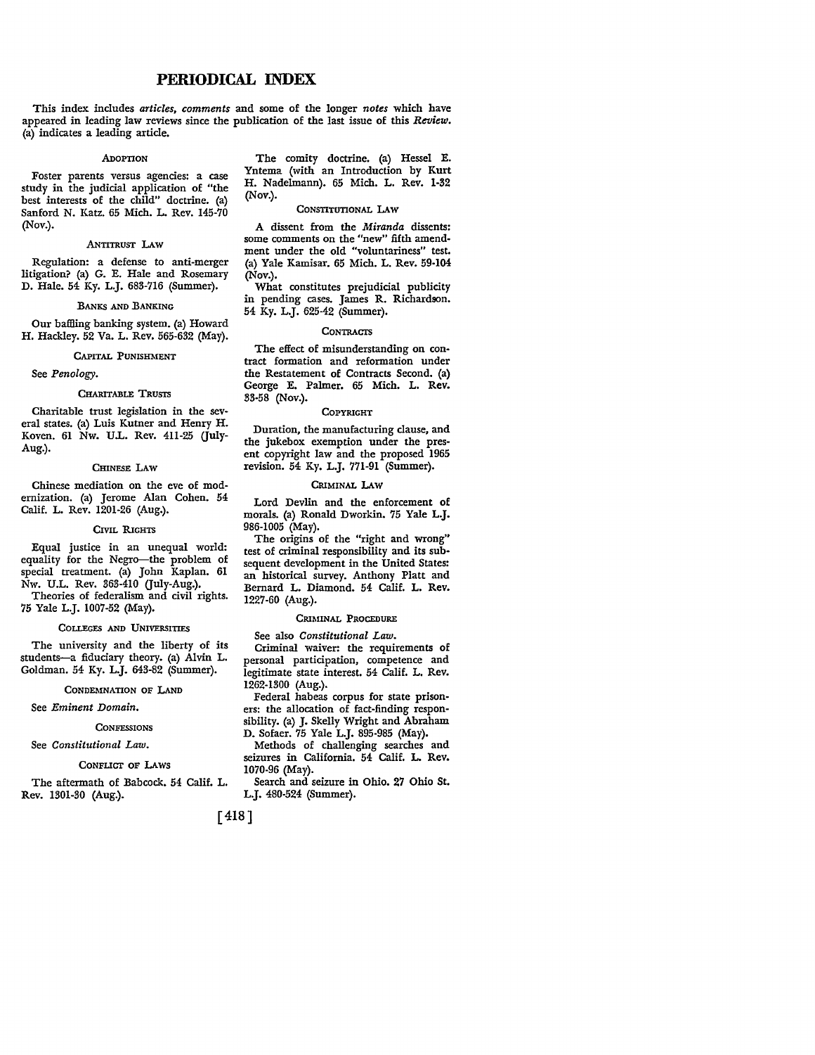# PERIODICAL INDEX

This index includes *articles, comments* and some of the longer *notes* which have appeared in leading law reviews since the publication of the last issue of this *Review.* (a) indicates a leading article.

### ADOPTION

Foster parents versus agencies: a case study in the judicial application of "the best interests of the child" doctrine. (a) Sanford N. Katz. 65 Mich. L. Rev. 145-70 (Nov.).

### ANTITRUST LAW

Regulation: a defense to anti-merger litigation? (a) G. E. Hale and Rosemary D. Hale. 54 Ky. L.J. 683-716 (Summer).

### BANKS AND BANKING

Our baffling banking system. (a) Howard H. Hackley. 52 Va. L. Rev. 565-632 (May).

### CAPITAL PUNISHMENT

See *Penology.*

### CHARITABLE TRUSTS

Charitable trust legislation in the several states. (a) Luis Kutner and Henry H. Koven. 61 Nw. U.L. Rev. 411-25 (July-Aug.).

### CHINESE LAW

Chinese mediation on the eve of modernization. (a) Jerome Alan Cohen. 54 Calif. L. Rev. 1201-26 (Aug.).

### CIVIL RIGHTS

Equal justice in an unequal world: equality for the Negro—the problem of special treatment. (a) John Kaplan. 61 Nw. U.L. Rev. 363-410 (July-Aug.).

Theories of federalism and civil rights. 75 Yale L.J. 1007-52 (May).

### COLLEGES AND UNIVERSITIES

The university and the liberty of its students—a fiduciary theory. (a) Alvin L. Goldman. 54 Ky. L.J. 643-82 (Summer).

### CONDEMNATION OF LAND

See *Eminent Domain.*

### CONFESSIONS

See *Constitutional Law.*

### CONFLICT OF LAWS

The aftermath of Babcock. 54 Calif. L. Rev. 1301-30 (Aug.).

The comity doctrine. (a) Hessel E. Yntema (with an Introduction by Kurt H. Nadelmann). 65 Mich. L. Rev. 1-32 (Nov.).

### CONSTITUTIONAL LAW

A dissent from the *Miranda* dissents: some comments on the "new" fifth amendment under the old "voluntariness" test. (a) Yale Kamisar. 65 Mich. L. Rev. 59-104 (Nov.).

What constitutes prejudicial publicity in pending cases. James R. Richardson. 54 Ky. L.J. 625-42 (Summer).

### CONTRACTS

The effect of misunderstanding on contract formation and reformation under the Restatement of Contracts Second. (a) George E. Palmer. 65 Mich. L. Rev. 33-58 (Nov.).

### COPYRIGHT

Duration, the manufacturing clause, and the jukebox exemption under the present copyright law and the proposed 1965 revision. 54 Ky. L.J. 771-91 (Summer).

### CRIMINAL LAW

Lord Devlin and the enforcement of morals. (a) Ronald Dworkin. 75 Yale L.J. 986-1005 (May).

The origins of the "right and wrong" test of criminal responsibility and its subsequent development in the United States: an historical survey. Anthony Platt and Bernard L. Diamond. 54 Calif. L. Rev. 1227-60 (Aug.).

### CRIMINAL PROCEDURE

See also *Constitutional Law.*

Criminal waiver: the requirements of personal participation, competence and legitimate state interest. 54 Calif. L. Rev. 1262-1300 (Aug.).

Federal habeas corpus for state prisoners: the allocation of fact-finding responsibility. (a) J. Skelly Wright and Abraham D. Sofaer. 75 Yale L.J. 895-985 (May).

Methods of challenging searches and seizures in California. 54 Calif. L. Rev. 1070-96 (May).

Search and seizure in Ohio. 27 Ohio St. L.J. 480-524 (Summer).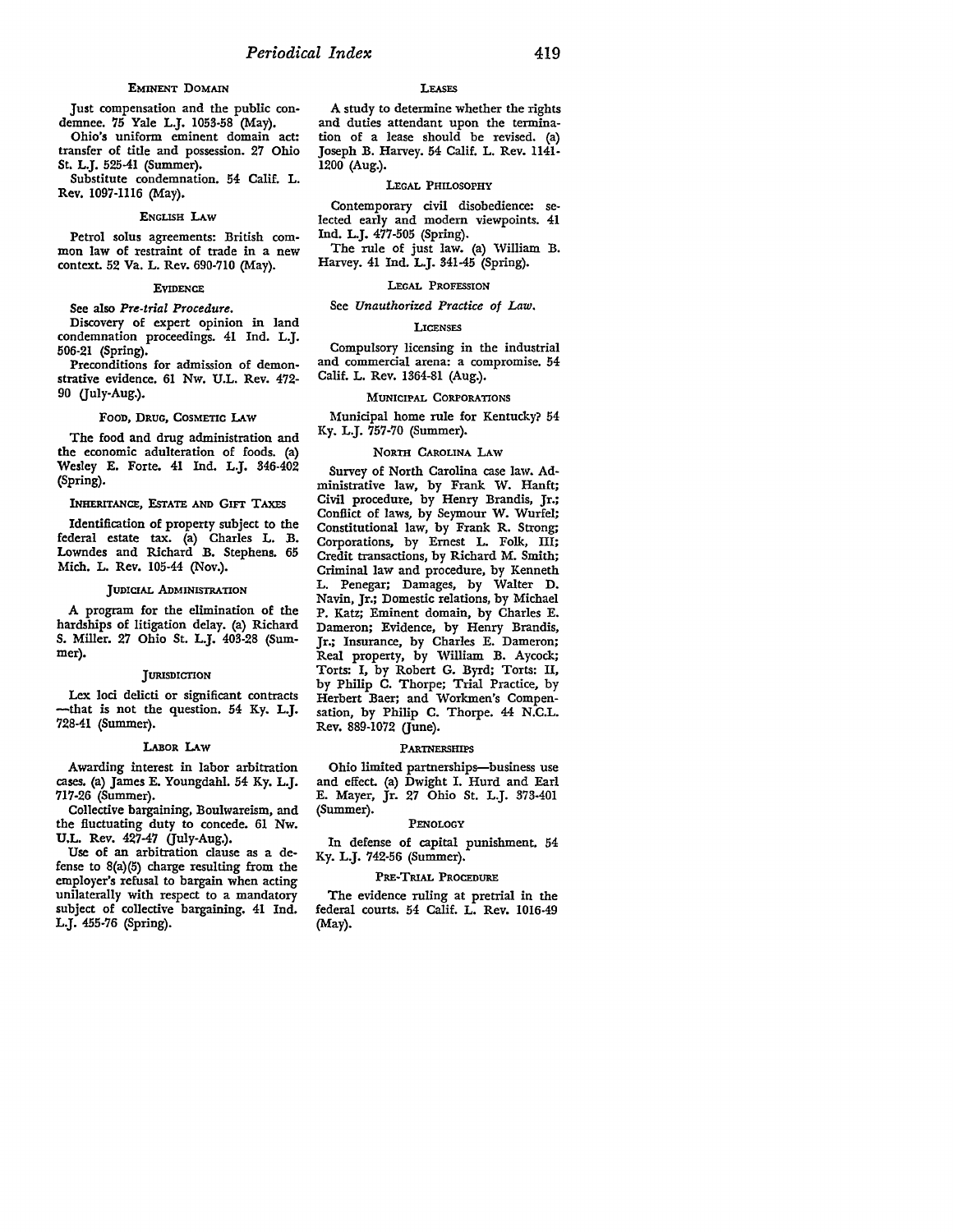### Eminent Domain

Just compensation and the public condemnee. 75 Yale L.J. 1053-58 (May).

Ohio's uniform eminent domain act: transfer of title and possession. 27 Ohio St. L.J. 525-41 (Summer).

Substitute condemnation. 54 Calif. L. Rev. 1097-1116 (May).

### English Law

Petrol solus agreements: British common law of restraint of trade in a new context. 52 Va. L. Rev. 690-710 (May).

### Evidence

See also *Pre-trial Procedure.*

Discovery of expert opinion in land condemnation proceedings. 41 Ind. L.J. 506-21 (Spring).

Preconditions for admission of demonstrative evidence. 61 Nw. U.L. Rev. 472-90 (July-Aug.).

### Food, Drug, Cosmetic Law

The food and drug administration and the economic adulteration of foods. (a) Wesley E. Forte. 41 Ind. L.J. 346-402 (Spring).

### Inheritance, Estate and Gift Taxes

Identification of property subject to the federal estate tax. (a) Charles L. B. Lowndes and Richard B. Stephens. 65 Mich. L. Rev. 105-44 (Nov.).

### Judicial Administration

A program for the elimination of the hardships of litigation delay. (a) Richard S. Miller. 27 Ohio St. L.J. 403-28 (Summer).

### Jurisdiction

Lex loci delicti or significant contracts —that is not the question. 54 Ky. L.J. 728-41 (Summer).

### Labor Law

Awarding interest in labor arbitration cases. (a) James E. Youngdahl. 54 Ky. L.J. 717-26 (Summer).

Collective bargaining, Boulwareism, and the fluctuating duty to concede. 61 Nw. U.L. Rev. 427-47 (July-Aug.).

Use of an arbitration clause as a defense to 8(a)(5) charge resulting from the employer's refusal to bargain when acting unilaterally with respect to a mandatory subject of collective bargaining. 41 Ind. L.J. 455-76 (Spring).

### Leases

A study to determine whether the rights and duties attendant upon the termination of a lease should be revised. (a) Joseph B. Harvey. 54 Calif. L. Rev. 1141-1200 (Aug.).

### Legal Philosophy

Contemporary civil disobedience: selected early and modern viewpoints. 41 Ind. L.J. 477-505 (Spring).

The rule of just law. (a) William B. Harvey. 41 Ind. L.J. 341-45 (Spring).

### Legal Profession

See *Unauthorized Practice of Law.*

### Licenses

Compulsory licensing in the industrial and commercial arena: a compromise. 54 Calif. L. Rev. 1364-81 (Aug.).

### Municipal Corporations

Municipal home rule for Kentucky? 54 Ky. L.J. 757-70 (Summer).

### North Carolina Law

Survey of North Carolina case law. Administrative law, by Frank W. Hanft; Civil procedure, by Henry Brandis, Jr.; Conflict of laws, by Seymour W. Wurfel; Constitutional law, by Frank R. Strong; Corporations, by Ernest L. Folk, III; Credit transactions, by Richard M. Smith; Criminal law and procedure, by Kenneth L. Penegar; Damages, by Walter D. Navin, Jr.; Domestic relations, by Michael P. Katz; Eminent domain, by Charles E. Dameron; Evidence, by Henry Brandis, Jr.; Insurance, by Charles E. Dameron; Real property, by William B. Aycock; Torts: I, by Robert G. Byrd; Torts: II, by Philip C. Thorpe; Trial Practice, by Herbert Baer; and Workmen's Compensation, by Philip C. Thorpe. 44 N.C.L. Rev. 889-1072 (June).

### Partnerships

Ohio limited partnerships—business use and effect. (a) Dwight I. Hurd and Earl E. Mayer, Jr. 27 Ohio St. L.J. 373-401 (Summer).

### Penology

In defense of capital punishment. 54 Ky. L.J. 742-56 (Summer).

### Pre-Trial Procedure

The evidence ruling at pretrial in the federal courts. 54 Calif. L. Rev. 1016-49 (May).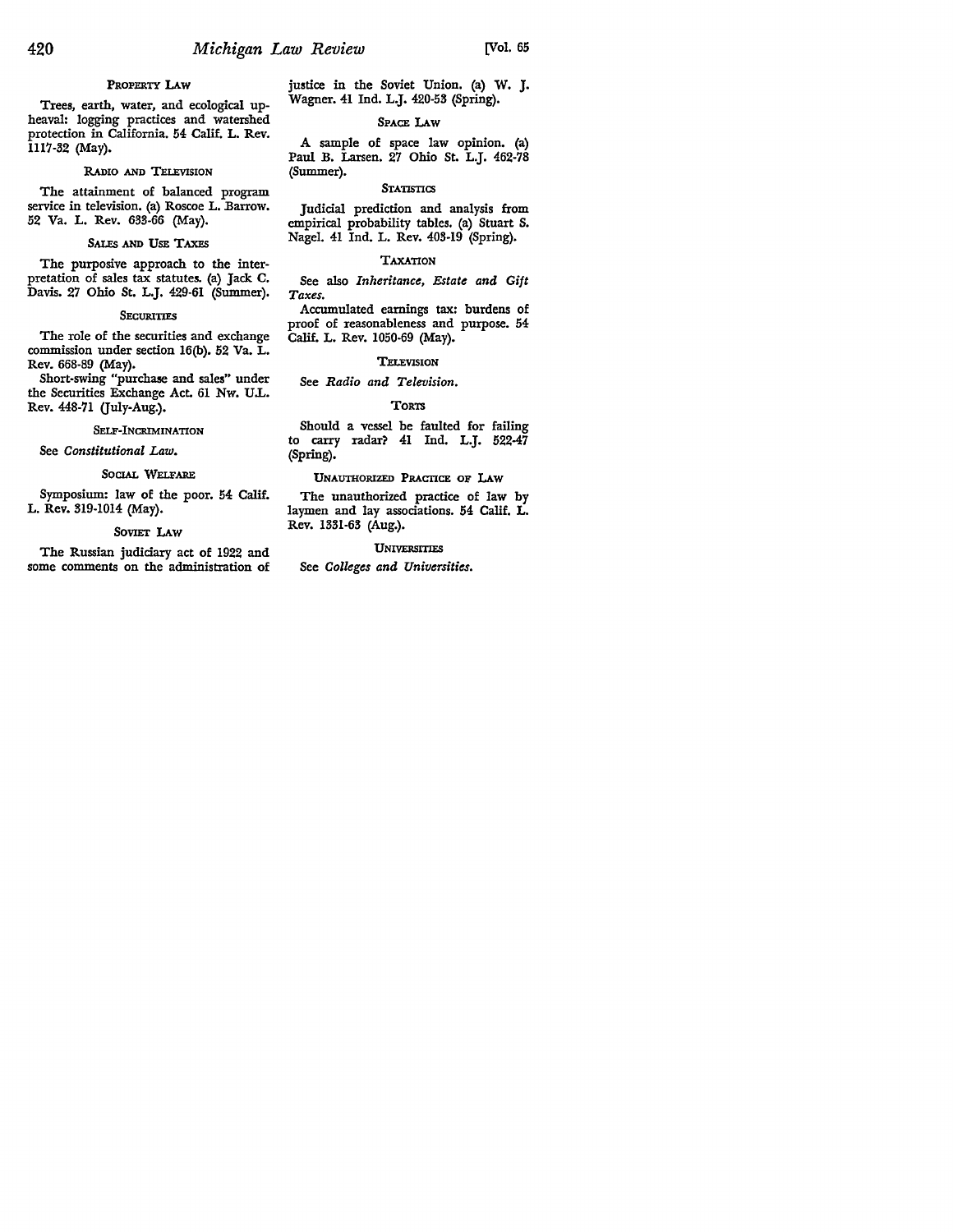### PROPERTY LAW

Trees, earth, water, and ecological upheaval: logging practices and watershed protection in California. 54 Calif. L. Rev. 1117-32 (May).

### RADIO AND TELEVISION

The attainment of balanced program service in television. (a) Roscoe L. Barrow. 52 Va. L. Rev. 633-66 (May).

### SALES AND USE TAXES

The purposive approach to the interpretation of sales tax statutes. (a) Jack C. Davis. 27 Ohio St. L.J. 429-61 (Summer).

### SECURITIES

The role of the securities and exchange commission under section 16(b). 52 Va. L. Rev. 668-89 (May).

Short-swing "purchase and sales" under the Securities Exchange Act. 61 Nw. U.L. Rev. 448-71 (July-Aug.).

### SELF-INCRIMINATION

See *Constitutional Law.*

### SOCIAL WELFARE

Symposium: law of the poor. 54 Calif. L. Rev. 319-1014 (May).

### SOVIET LAW

The Russian judiciary act of 1922 and some comments on the administration of justice in the Soviet Union. (a) W. J. Wagner. 41 Ind. L.J. 420-53 (Spring).

### SPACE LAW

A sample of space law opinion. (a) Paul B. Larsen. 27 Ohio St. L.J. 462-78 (Summer).

### STATISTICS

Judicial prediction and analysis from empirical probability tables. (a) Stuart S. Nagel. 41 Ind. L. Rev. 403-19 (Spring).

### TAXATION

See also *Inheritance, Estate and Gift Taxes.*

Accumulated earnings tax: burdens of proof of reasonableness and purpose. 54 Calif. L. Rev. 1050-69 (May).

### TELEVISION

See *Radio and Television.*

### TORTS

Should a vessel be faulted for failing to carry radar? 41 Ind. L.J. 522-47 (Spring).

### UNAUTHORIZED PRACTICE OF LAW

The unauthorized practice of law by laymen and lay associations. 54 Calif. L. Rev. 1331-63 (Aug.).

### UNIVERSITIES

See *Colleges and Universities.*